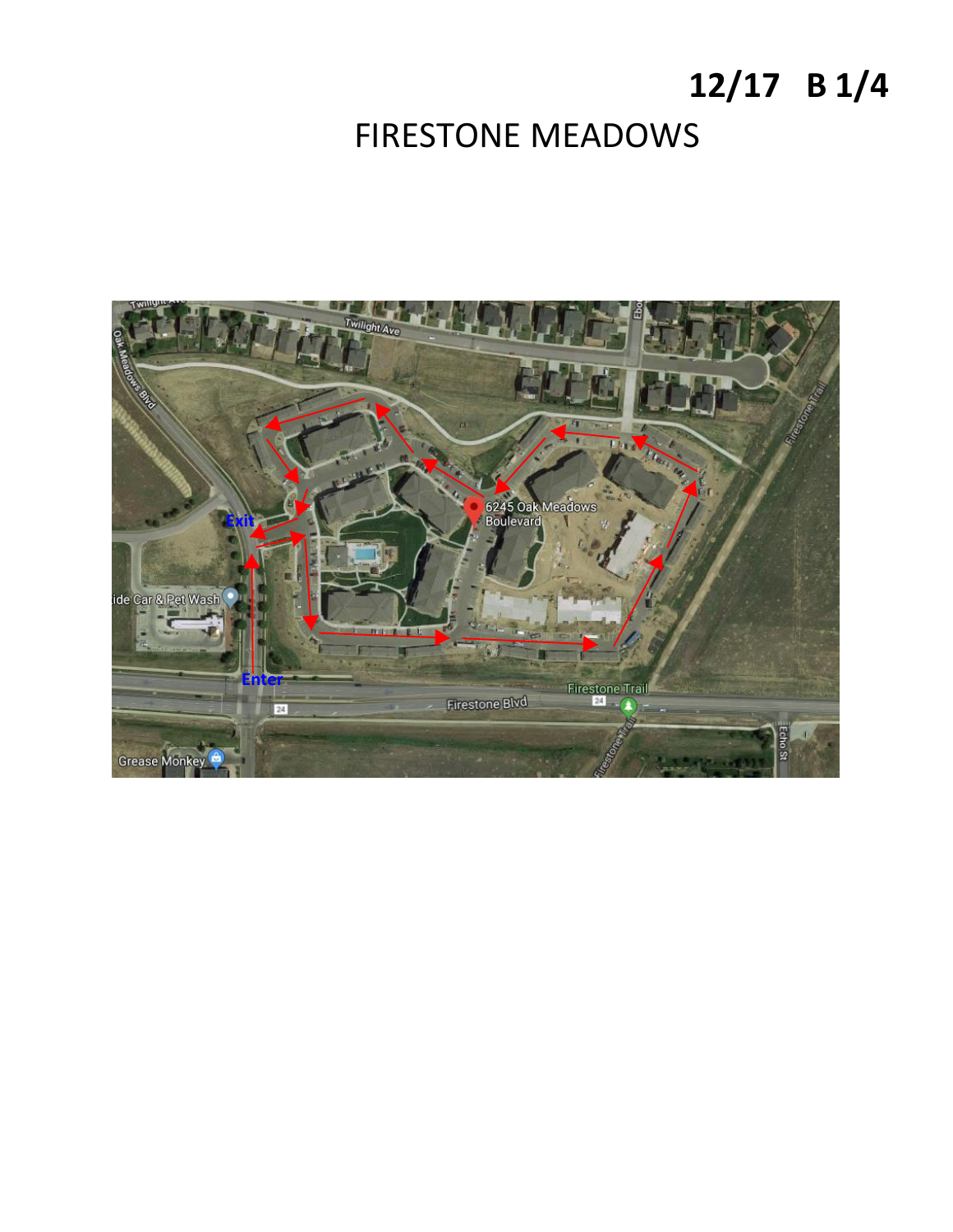**12/17 B 1/4**

# FIRESTONE MEADOWS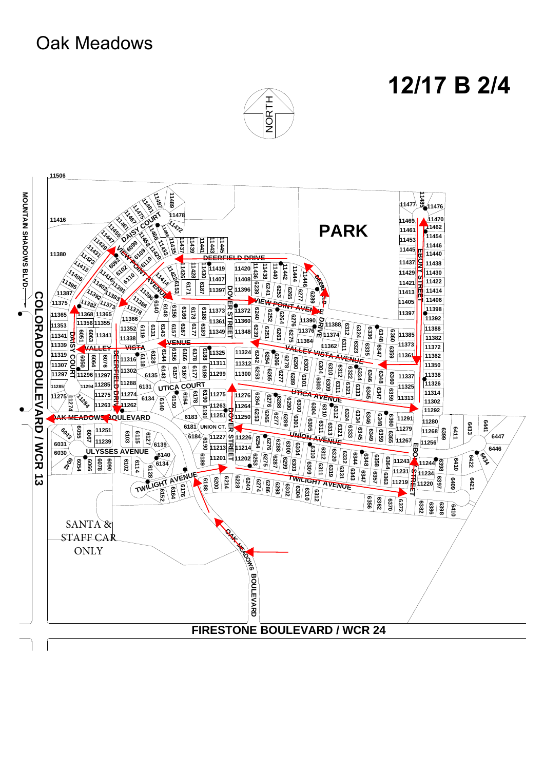# Oak Meadows

## 12/17 B 2/4

NORTH

PARK

DAISY COURT

VIEW POINT AVENUE

DEERFIELD DRIVE

DOVER STREET

VIEW POINT AVENUE

DEER TRAIL DRIVE

EBONY STREET

VALLEY VISTA AVENUE

DAISY COURT

DEERFIELD DRIVE

UTICA COURT

UTICA AVENUE

UNION AVENUE

UNION CT.

OAK MEADOWS BOULEVARD

ULYSSES AVENUE

TWILIGHT AVENUE

TWILIGHT AVENUE

OAK MEADOWS BOULEVARD

MOUNTAIN SHADOWS BLVD.

COLORADO BOULEVARD / WCR 13

FIRESTONE BOULEVARD / WCR 24

SANTA & STAFF CAR ONLY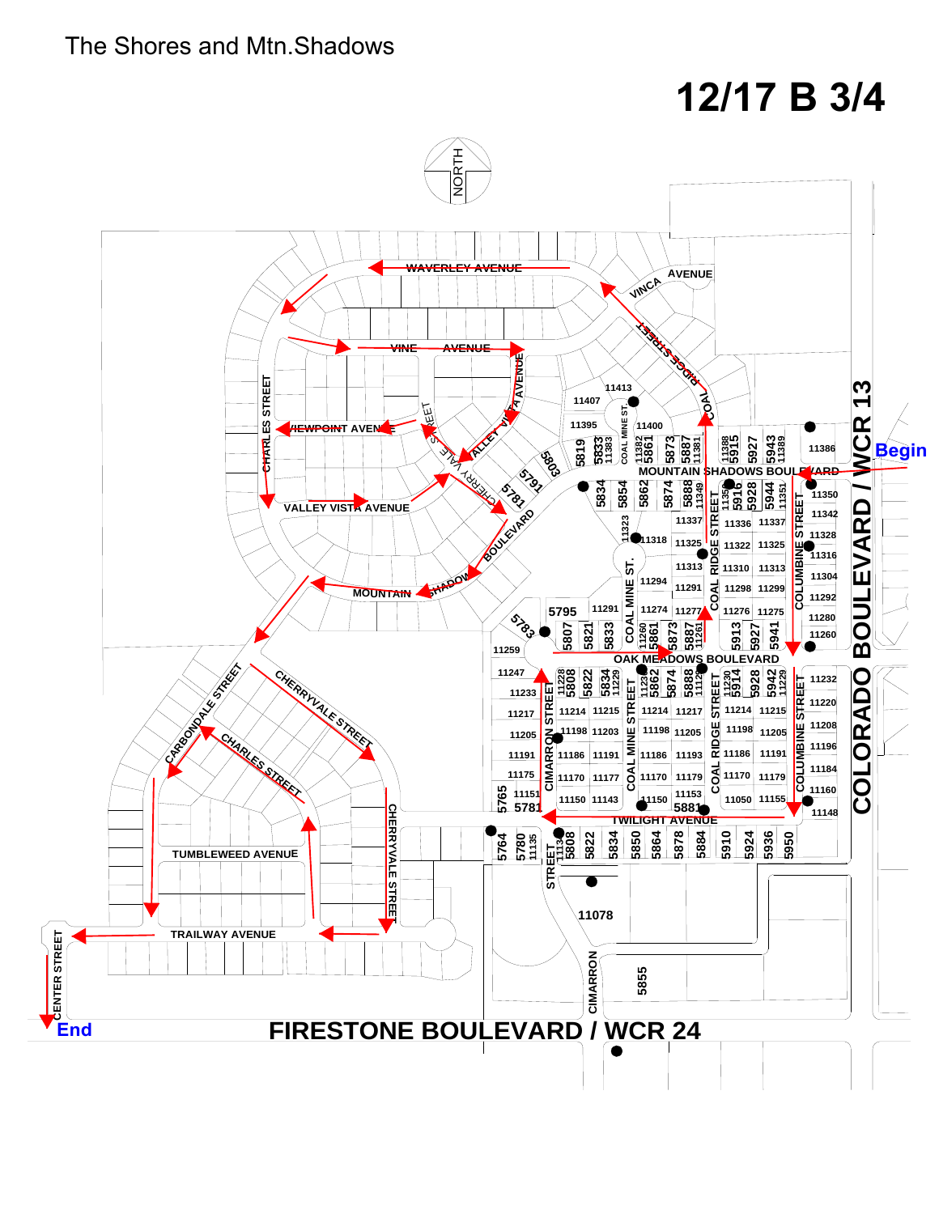The Shores and Mtn.Shadows

# 12/17 B 3/4

NORTH

Begin

End

WAVERLEY AVENUE

VINCA AVENUE

RIDGE STREET

COAL

VINE AVENUE

VALLEY VISTA AVENUE

CHARLES STREET

VIEWPOINT AVENUE

CHERRY VALE STREET

VALLEY VISTA AVENUE

MOUNTAIN SHADOW BOULEVARD

MOUNTAIN SHADOWS BOULEVARD

COAL MINE ST.

COAL RIDGE STREET

COLUMBINE STREET

COLORADO BOULEVARD / WCR 13

OAK MEADOWS BOULEVARD

CIMARRON STREET

COAL MINE STREET

COAL RIDGE STREET

COLUMBINE STREET

TWILIGHT AVENUE

CARBONDALE STREET

CHERRYVALE STREET

CHARLES STREET

TUMBLEWEED AVENUE

CHERRYVALE STREET

TRAILWAY AVENUE

CENTER STREET

CIMARRON

FIRESTONE BOULEVARD / WCR 24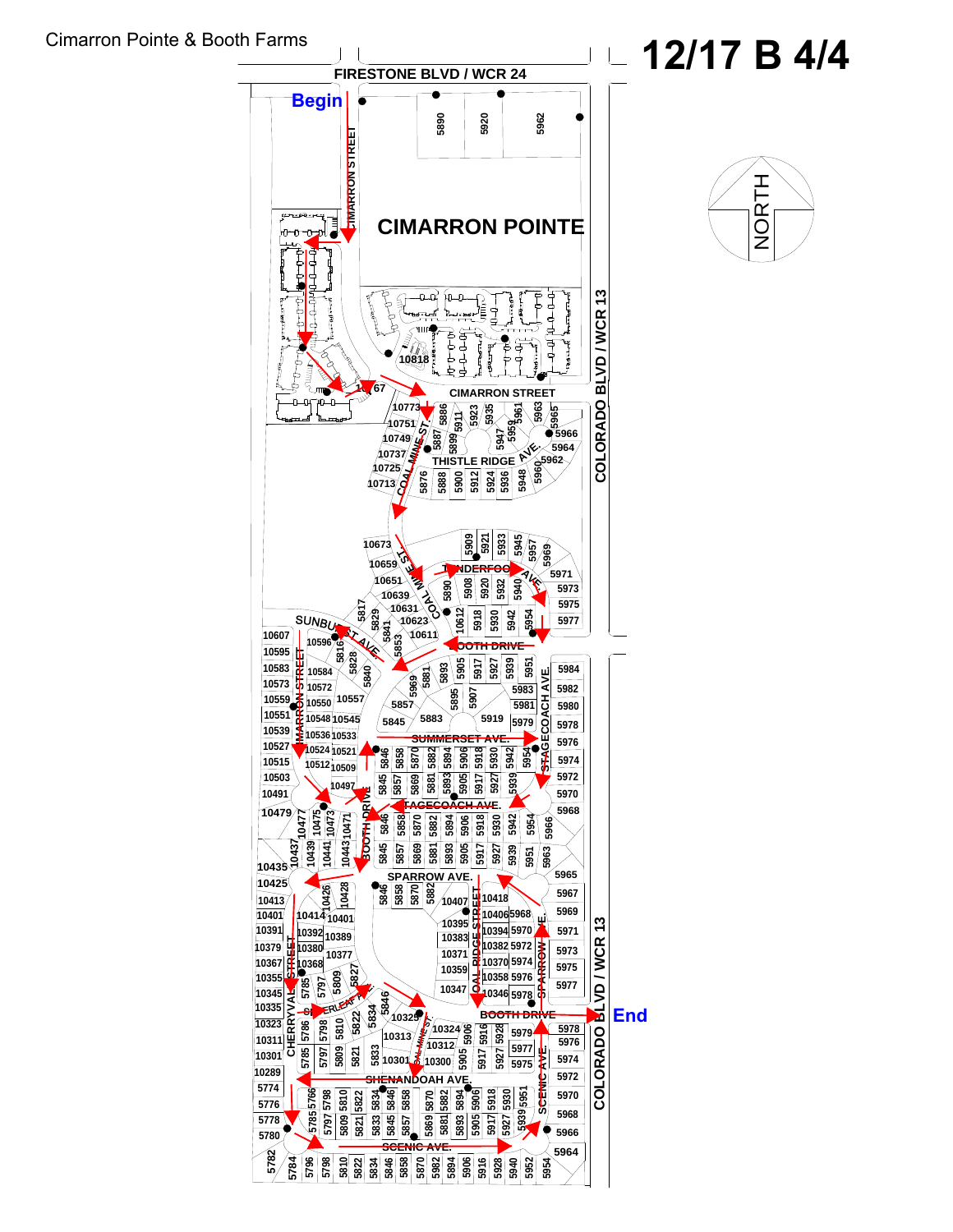Cimarron Pointe & Booth Farms

# 12/17 B 4/4

FIRESTONE BLVD / WCR 24

Begin

CIMARRON STREET

CIMARRON POINTE

NORTH

COLORADO BLVD / WCR 13

CIMARRON STREET

COAL MINE ST.

THISTLE RIDGE AVE.

TENDERFOOT AVE.

SUNBURST AVE.

BOOTH DRIVE

SUMMERSET AVE.

STAGECOACH AVE.

BOOTH DRIVE

STAGECOACH AVE.

SPARROW AVE.

OAL RIDGE STREET

SPARROW AVE.

CHERRYVALE STREET

OVERLEAF AVE.

COAL MINE ST.

BOOTH DRIVE

SHENANDOAH AVE.

SCENIC AVE.

SCENIC AVE.

COLORADO BLVD / WCR 13

End